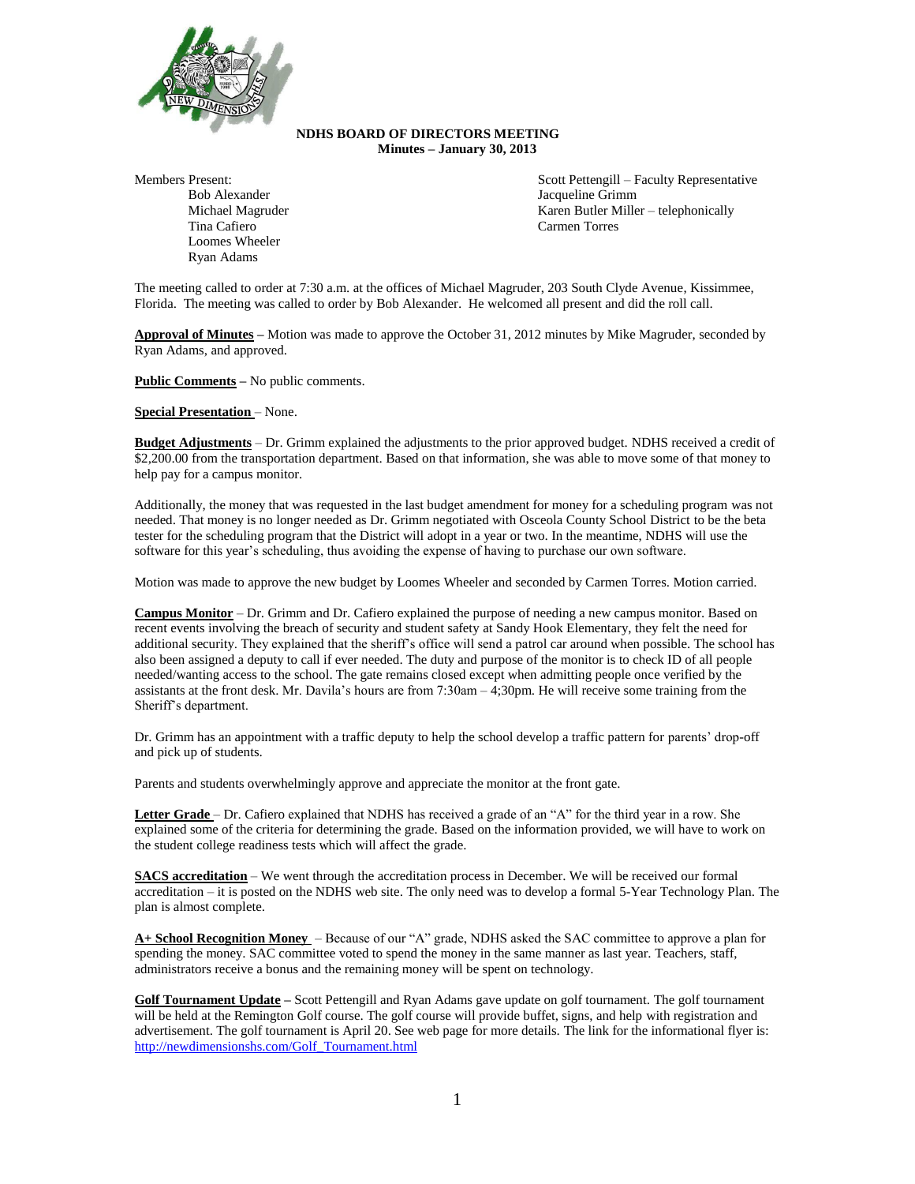**NDHS BOARD OF DIRECTORS MEETING**
**Minutes – January 30, 2013**

Members Present:

- Bob Alexander
- Michael Magruder
- Tina Cafiero
- Loomes Wheeler
- Ryan Adams
- Scott Pettengill – Faculty Representative
- Jacqueline Grimm
- Karen Butler Miller – telephonically
- Carmen Torres

The meeting called to order at 7:30 a.m. at the offices of Michael Magruder, 203 South Clyde Avenue, Kissimmee, Florida. The meeting was called to order by Bob Alexander. He welcomed all present and did the roll call.

**Approval of Minutes** – Motion was made to approve the October 31, 2012 minutes by Mike Magruder, seconded by Ryan Adams, and approved.

**Public Comments** – No public comments.

**Special Presentation** – None.

**Budget Adjustments** – Dr. Grimm explained the adjustments to the prior approved budget. NDHS received a credit of $2,200.00 from the transportation department. Based on that information, she was able to move some of that money to help pay for a campus monitor.

Additionally, the money that was requested in the last budget amendment for money for a scheduling program was not needed. That money is no longer needed as Dr. Grimm negotiated with Osceola County School District to be the beta tester for the scheduling program that the District will adopt in a year or two. In the meantime, NDHS will use the software for this year's scheduling, thus avoiding the expense of having to purchase our own software.

Motion was made to approve the new budget by Loomes Wheeler and seconded by Carmen Torres. Motion carried.

**Campus Monitor** – Dr. Grimm and Dr. Cafiero explained the purpose of needing a new campus monitor. Based on recent events involving the breach of security and student safety at Sandy Hook Elementary, they felt the need for additional security. They explained that the sheriff's office will send a patrol car around when possible. The school has also been assigned a deputy to call if ever needed. The duty and purpose of the monitor is to check ID of all people needed/wanting access to the school. The gate remains closed except when admitting people once verified by the assistants at the front desk. Mr. Davila's hours are from 7:30am – 4;30pm. He will receive some training from the Sheriff's department.

Dr. Grimm has an appointment with a traffic deputy to help the school develop a traffic pattern for parents' drop-off and pick up of students.

Parents and students overwhelmingly approve and appreciate the monitor at the front gate.

**Letter Grade** – Dr. Cafiero explained that NDHS has received a grade of an "A" for the third year in a row. She explained some of the criteria for determining the grade. Based on the information provided, we will have to work on the student college readiness tests which will affect the grade.

**SACS accreditation** – We went through the accreditation process in December. We will be received our formal accreditation – it is posted on the NDHS web site. The only need was to develop a formal 5-Year Technology Plan. The plan is almost complete.

**A+ School Recognition Money** – Because of our "A" grade, NDHS asked the SAC committee to approve a plan for spending the money. SAC committee voted to spend the money in the same manner as last year. Teachers, staff, administrators receive a bonus and the remaining money will be spent on technology.

**Golf Tournament Update** – Scott Pettengill and Ryan Adams gave update on golf tournament. The golf tournament will be held at the Remington Golf course. The golf course will provide buffet, signs, and help with registration and advertisement. The golf tournament is April 20. See web page for more details. The link for the informational flyer is: http://newdimensionshs.com/Golf_Tournament.html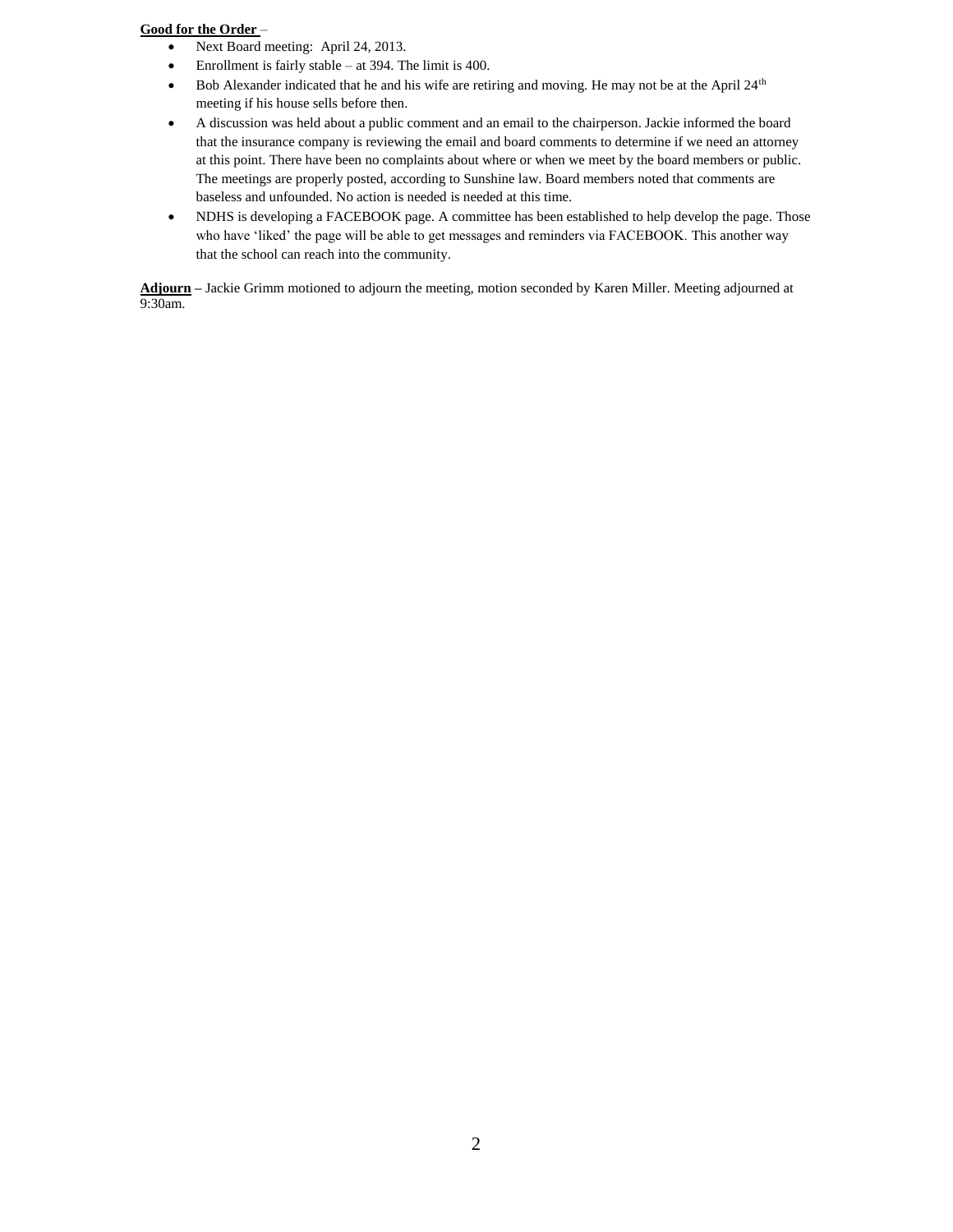**Good for the Order** –

- Next Board meeting: April 24, 2013.
- Enrollment is fairly stable – at 394. The limit is 400.
- Bob Alexander indicated that he and his wife are retiring and moving. He may not be at the April 24th meeting if his house sells before then.
- A discussion was held about a public comment and an email to the chairperson. Jackie informed the board that the insurance company is reviewing the email and board comments to determine if we need an attorney at this point. There have been no complaints about where or when we meet by the board members or public. The meetings are properly posted, according to Sunshine law. Board members noted that comments are baseless and unfounded. No action is needed is needed at this time.
- NDHS is developing a FACEBOOK page. A committee has been established to help develop the page. Those who have 'liked' the page will be able to get messages and reminders via FACEBOOK. This another way that the school can reach into the community.

**Adjourn** – Jackie Grimm motioned to adjourn the meeting, motion seconded by Karen Miller. Meeting adjourned at 9:30am.